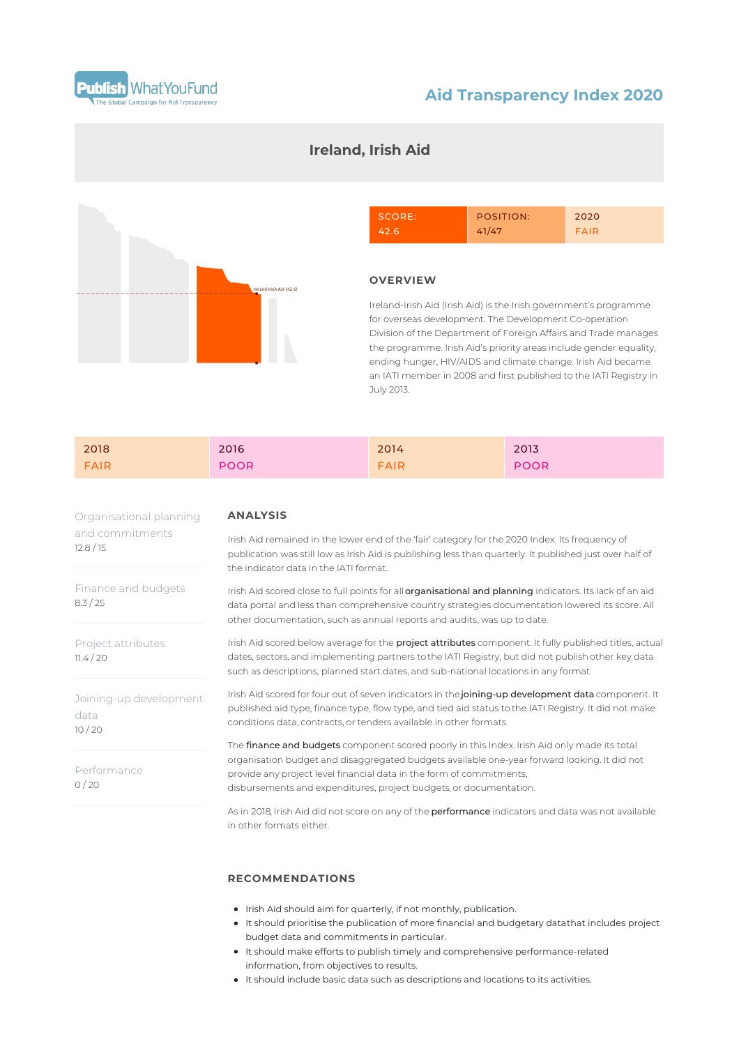Publish WhatYouFund
The Global Campaign for Aid Transparency

# Aid Transparency Index 2020

## Ireland, Irish Aid

Ireland-Irish Aid (42.6)

| SCORE: | POSITION: | 2020 |
|---|---|---|
| 42.6 | 41/47 | FAIR |

### OVERVIEW

Ireland-Irish Aid (Irish Aid) is the Irish government's programme for overseas development. The Development Co-operation Division of the Department of Foreign Affairs and Trade manages the programme. Irish Aid's priority areas include gender equality, ending hunger, HIV/AIDS and climate change. Irish Aid became an IATI member in 2008 and first published to the IATI Registry in July 2013.

| 2018 | 2016 | 2014 | 2013 |
|---|---|---|---|
| FAIR | POOR | FAIR | POOR |

Organisational planning and commitments
12.8 / 15

Finance and budgets
8.3 / 25

Project attributes
11.4 / 20

Joining-up development data
10 / 20

Performance
0 / 20

### ANALYSIS

Irish Aid remained in the lower end of the 'fair' category for the 2020 Index. Its frequency of publication was still low as Irish Aid is publishing less than quarterly. It published just over half of the indicator data in the IATI format.

Irish Aid scored close to full points for all **organisational and planning** indicators. Its lack of an aid data portal and less than comprehensive country strategies documentation lowered its score. All other documentation, such as annual reports and audits, was up to date.

Irish Aid scored below average for the **project attributes** component. It fully published titles, actual dates, sectors, and implementing partners to the IATI Registry, but did not publish other key data such as descriptions, planned start dates, and sub-national locations in any format.

Irish Aid scored for four out of seven indicators in the **joining-up development data** component. It published aid type, finance type, flow type, and tied aid status to the IATI Registry. It did not make conditions data, contracts, or tenders available in other formats.

The **finance and budgets** component scored poorly in this Index. Irish Aid only made its total organisation budget and disaggregated budgets available one-year forward looking. It did not provide any project level financial data in the form of commitments, disbursements and expenditures, project budgets, or documentation.

As in 2018, Irish Aid did not score on any of the **performance** indicators and data was not available in other formats either.

### RECOMMENDATIONS

- Irish Aid should aim for quarterly, if not monthly, publication.
- It should prioritise the publication of more financial and budgetary data that includes project budget data and commitments in particular.
- It should make efforts to publish timely and comprehensive performance-related information, from objectives to results.
- It should include basic data such as descriptions and locations to its activities.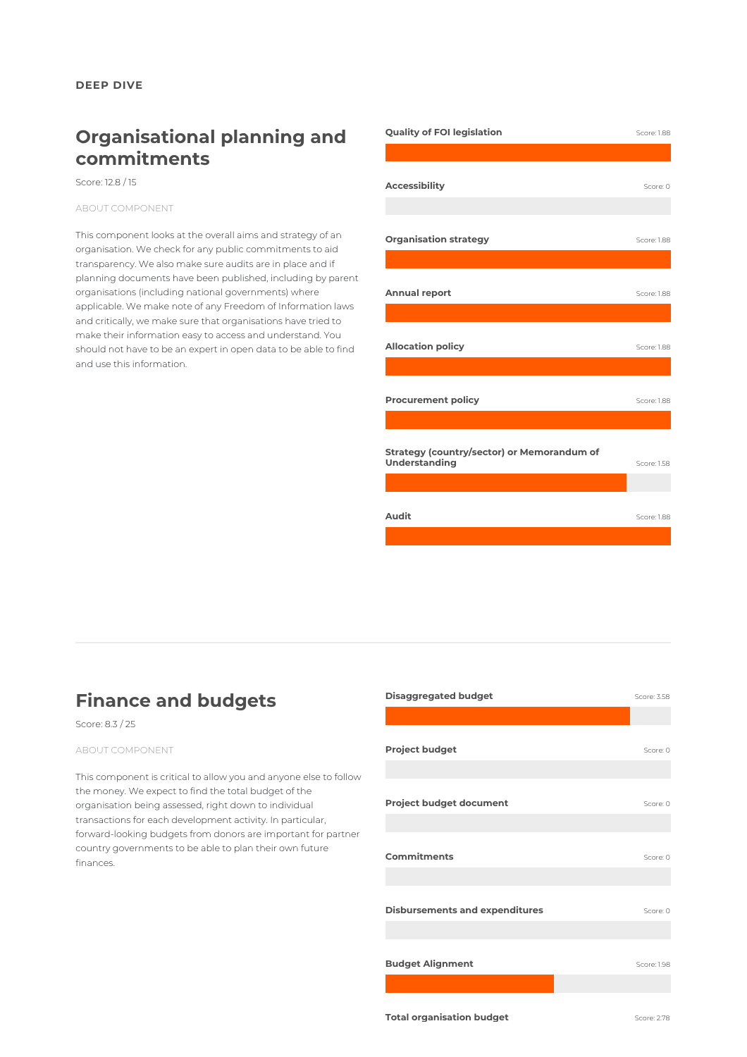DEEP DIVE

## Organisational planning and commitments

Score: 12.8 / 15

ABOUT COMPONENT

This component looks at the overall aims and strategy of an organisation. We check for any public commitments to aid transparency. We also make sure audits are in place and if planning documents have been published, including by parent organisations (including national governments) where applicable. We make note of any Freedom of Information laws and critically, we make sure that organisations have tried to make their information easy to access and understand. You should not have to be an expert in open data to be able to find and use this information.

**Quality of FOI legislation** Score: 1.88

**Accessibility** Score: 0

**Organisation strategy** Score: 1.88

**Annual report** Score: 1.88

**Allocation policy** Score: 1.88

**Procurement policy** Score: 1.88

**Strategy (country/sector) or Memorandum of Understanding** Score: 1.58

**Audit** Score: 1.88

## Finance and budgets

Score: 8.3 / 25

ABOUT COMPONENT

This component is critical to allow you and anyone else to follow the money. We expect to find the total budget of the organisation being assessed, right down to individual transactions for each development activity. In particular, forward-looking budgets from donors are important for partner country governments to be able to plan their own future finances.

**Disaggregated budget** Score: 3.58

**Project budget** Score: 0

**Project budget document** Score: 0

**Commitments** Score: 0

**Disbursements and expenditures** Score: 0

**Budget Alignment** Score: 1.98

**Total organisation budget** Score: 2.78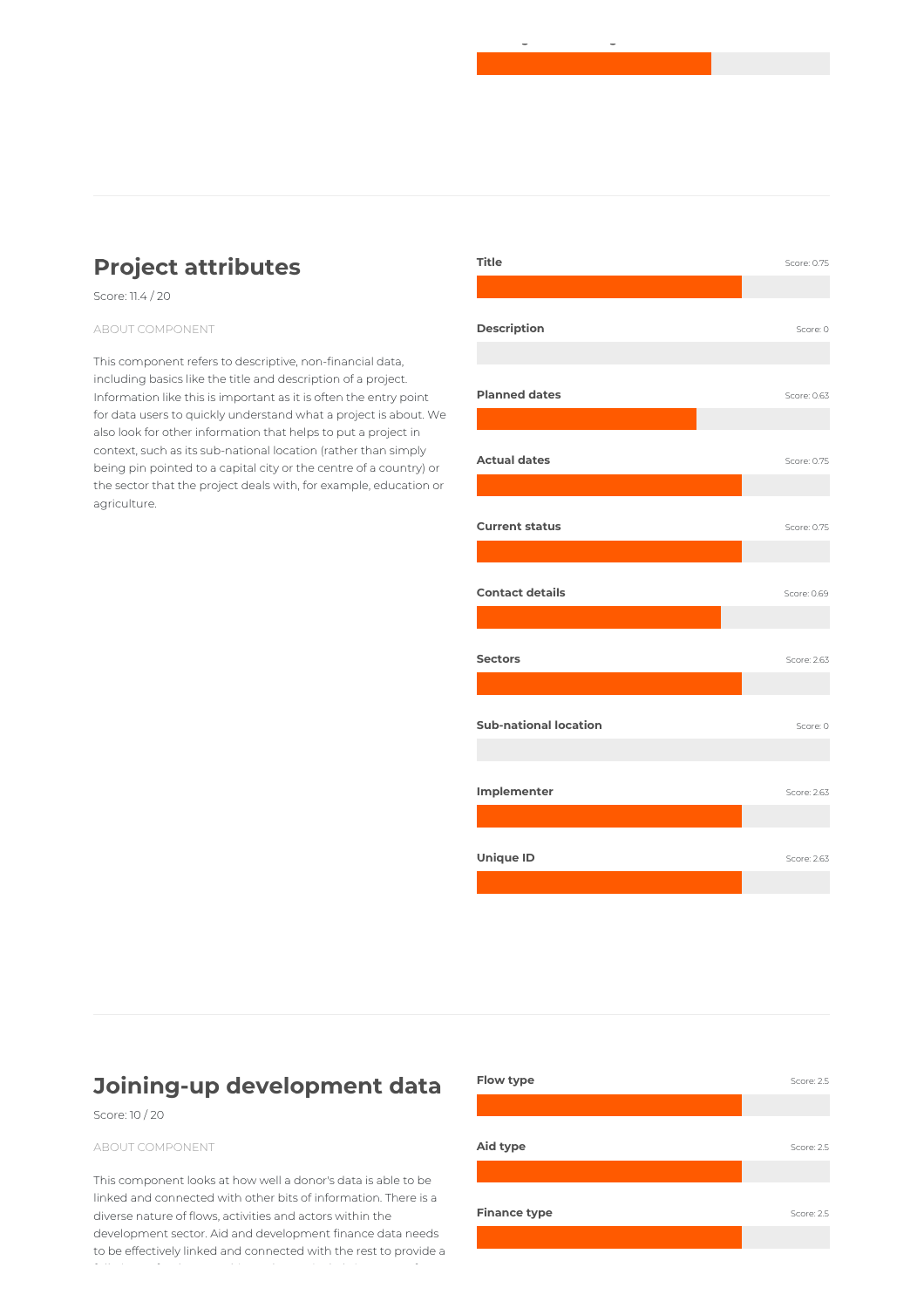## Project attributes

Score: 11.4 / 20

ABOUT COMPONENT

This component refers to descriptive, non-financial data, including basics like the title and description of a project. Information like this is important as it is often the entry point for data users to quickly understand what a project is about. We also look for other information that helps to put a project in context, such as its sub-national location (rather than simply being pin pointed to a capital city or the centre of a country) or the sector that the project deals with, for example, education or agriculture.

| Indicator | Score |
| --- | --- |
| Title | 0.75 |
| Description | 0 |
| Planned dates | 0.63 |
| Actual dates | 0.75 |
| Current status | 0.75 |
| Contact details | 0.69 |
| Sectors | 2.63 |
| Sub-national location | 0 |
| Implementer | 2.63 |
| Unique ID | 2.63 |

## Joining-up development data

Score: 10 / 20

ABOUT COMPONENT

This component looks at how well a donor's data is able to be linked and connected with other bits of information. There is a diverse nature of flows, activities and actors within the development sector. Aid and development finance data needs to be effectively linked and connected with the rest to provide a

| Indicator | Score |
| --- | --- |
| Flow type | 2.5 |
| Aid type | 2.5 |
| Finance type | 2.5 |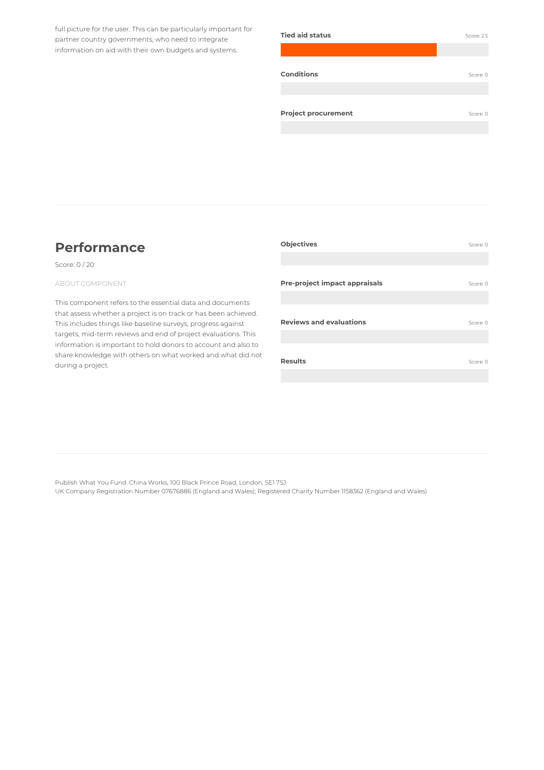full picture for the user. This can be particularly important for partner country governments, who need to integrate information on aid with their own budgets and systems.

**Tied aid status**

Score: 2.5

**Conditions**

Score: 0

**Project procurement**

Score: 0

## Performance

Score: 0 / 20

ABOUT COMPONENT

This component refers to the essential data and documents that assess whether a project is on track or has been achieved. This includes things like baseline surveys, progress against targets, mid-term reviews and end of project evaluations. This information is important to hold donors to account and also to share knowledge with others on what worked and what did not during a project.

**Objectives**

Score: 0

**Pre-project impact appraisals**

Score: 0

**Reviews and evaluations**

Score: 0

**Results**

Score: 0

Publish What You Fund. China Works, 100 Black Prince Road, London, SE1 7SJ
UK Company Registration Number 07676886 (England and Wales); Registered Charity Number 1158362 (England and Wales)